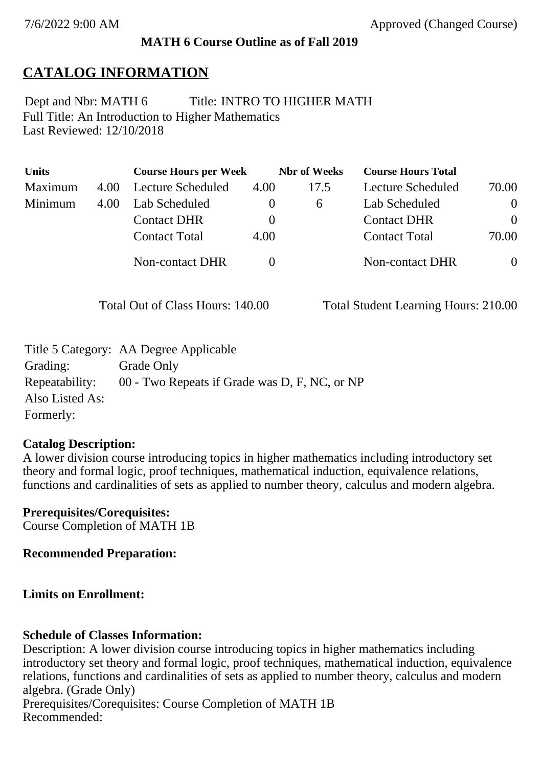7/6/2022 9:00 AM Approved (Changed Course)

**MATH 6 Course Outline as of Fall 2019**

# CATALOG INFORMATION

Dept and Nbr: MATH 6 Title: INTRO TO HIGHER MATH
Full Title: An Introduction to Higher Mathematics
Last Reviewed: 12/10/2018

| Units | | Course Hours per Week | | Nbr of Weeks | Course Hours Total | |
|---|---|---|---|---|---|---|
| Maximum | 4.00 | Lecture Scheduled | 4.00 | 17.5 | Lecture Scheduled | 70.00 |
| Minimum | 4.00 | Lab Scheduled | 0 | 6 | Lab Scheduled | 0 |
| | | Contact DHR | 0 | | Contact DHR | 0 |
| | | Contact Total | 4.00 | | Contact Total | 70.00 |
| | | Non-contact DHR | 0 | | Non-contact DHR | 0 |

Total Out of Class Hours: 140.00 Total Student Learning Hours: 210.00

Title 5 Category: AA Degree Applicable
Grading: Grade Only
Repeatability: 00 - Two Repeats if Grade was D, F, NC, or NP
Also Listed As:
Formerly:

**Catalog Description:**
A lower division course introducing topics in higher mathematics including introductory set theory and formal logic, proof techniques, mathematical induction, equivalence relations, functions and cardinalities of sets as applied to number theory, calculus and modern algebra.

**Prerequisites/Corequisites:**
Course Completion of MATH 1B

**Recommended Preparation:**

**Limits on Enrollment:**

**Schedule of Classes Information:**
Description: A lower division course introducing topics in higher mathematics including introductory set theory and formal logic, proof techniques, mathematical induction, equivalence relations, functions and cardinalities of sets as applied to number theory, calculus and modern algebra. (Grade Only)
Prerequisites/Corequisites: Course Completion of MATH 1B
Recommended: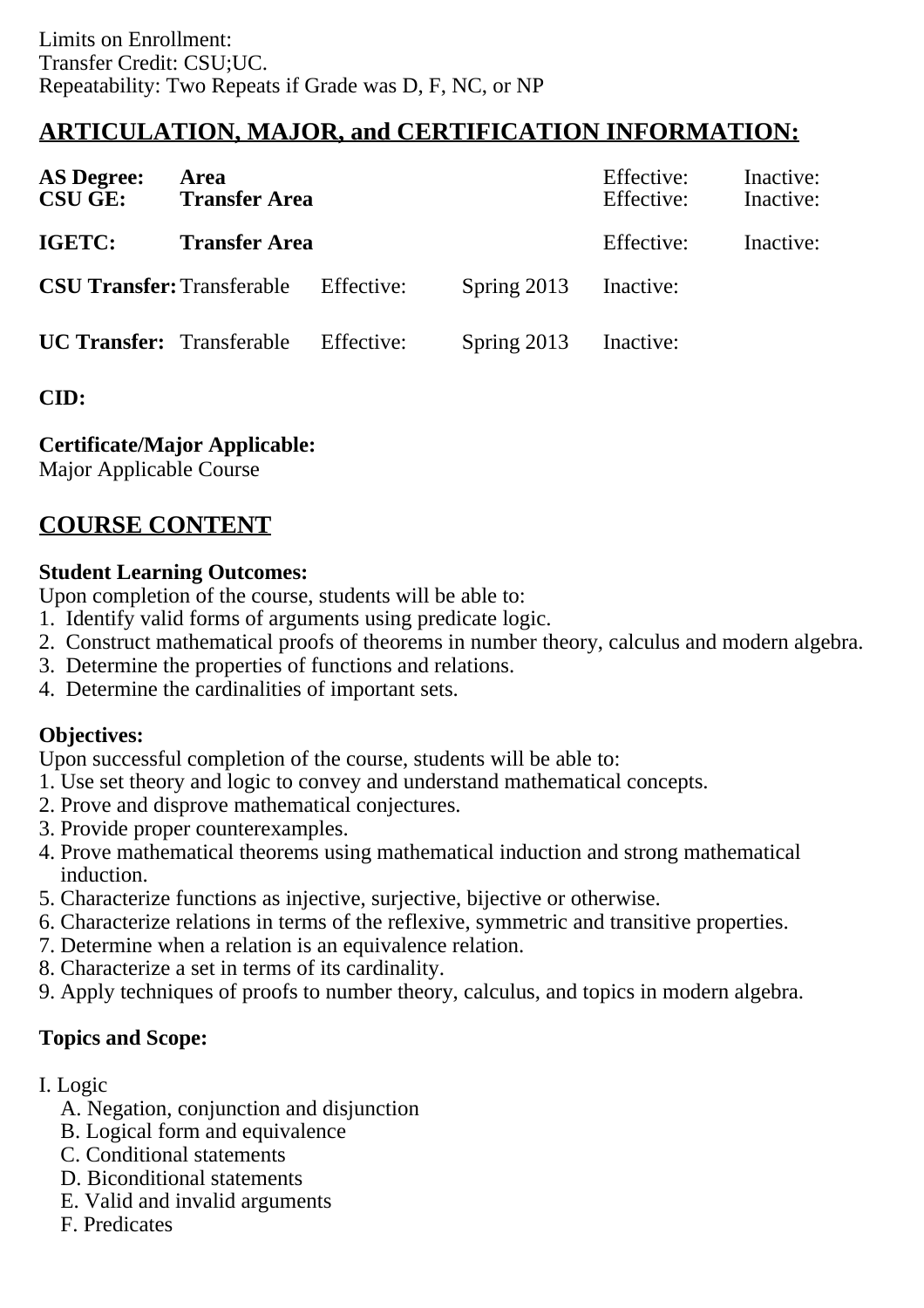Limits on Enrollment:
Transfer Credit: CSU;UC.
Repeatability: Two Repeats if Grade was D, F, NC, or NP

## ARTICULATION, MAJOR, and CERTIFICATION INFORMATION:

| | | | | | |
|---|---|---|---|---|---|
| **AS Degree:** | **Area** | | | Effective: | Inactive: |
| **CSU GE:** | **Transfer Area** | | | Effective: | Inactive: |
| **IGETC:** | **Transfer Area** | | | Effective: | Inactive: |
| **CSU Transfer:** | Transferable | Effective: | Spring 2013 | Inactive: | |
| **UC Transfer:** | Transferable | Effective: | Spring 2013 | Inactive: | |

**CID:**

**Certificate/Major Applicable:**
Major Applicable Course

## COURSE CONTENT

**Student Learning Outcomes:**
Upon completion of the course, students will be able to:
1. Identify valid forms of arguments using predicate logic.
2. Construct mathematical proofs of theorems in number theory, calculus and modern algebra.
3. Determine the properties of functions and relations.
4. Determine the cardinalities of important sets.

**Objectives:**
Upon successful completion of the course, students will be able to:
1. Use set theory and logic to convey and understand mathematical concepts.
2. Prove and disprove mathematical conjectures.
3. Provide proper counterexamples.
4. Prove mathematical theorems using mathematical induction and strong mathematical induction.
5. Characterize functions as injective, surjective, bijective or otherwise.
6. Characterize relations in terms of the reflexive, symmetric and transitive properties.
7. Determine when a relation is an equivalence relation.
8. Characterize a set in terms of its cardinality.
9. Apply techniques of proofs to number theory, calculus, and topics in modern algebra.

**Topics and Scope:**

I. Logic
  A. Negation, conjunction and disjunction
  B. Logical form and equivalence
  C. Conditional statements
  D. Biconditional statements
  E. Valid and invalid arguments
  F. Predicates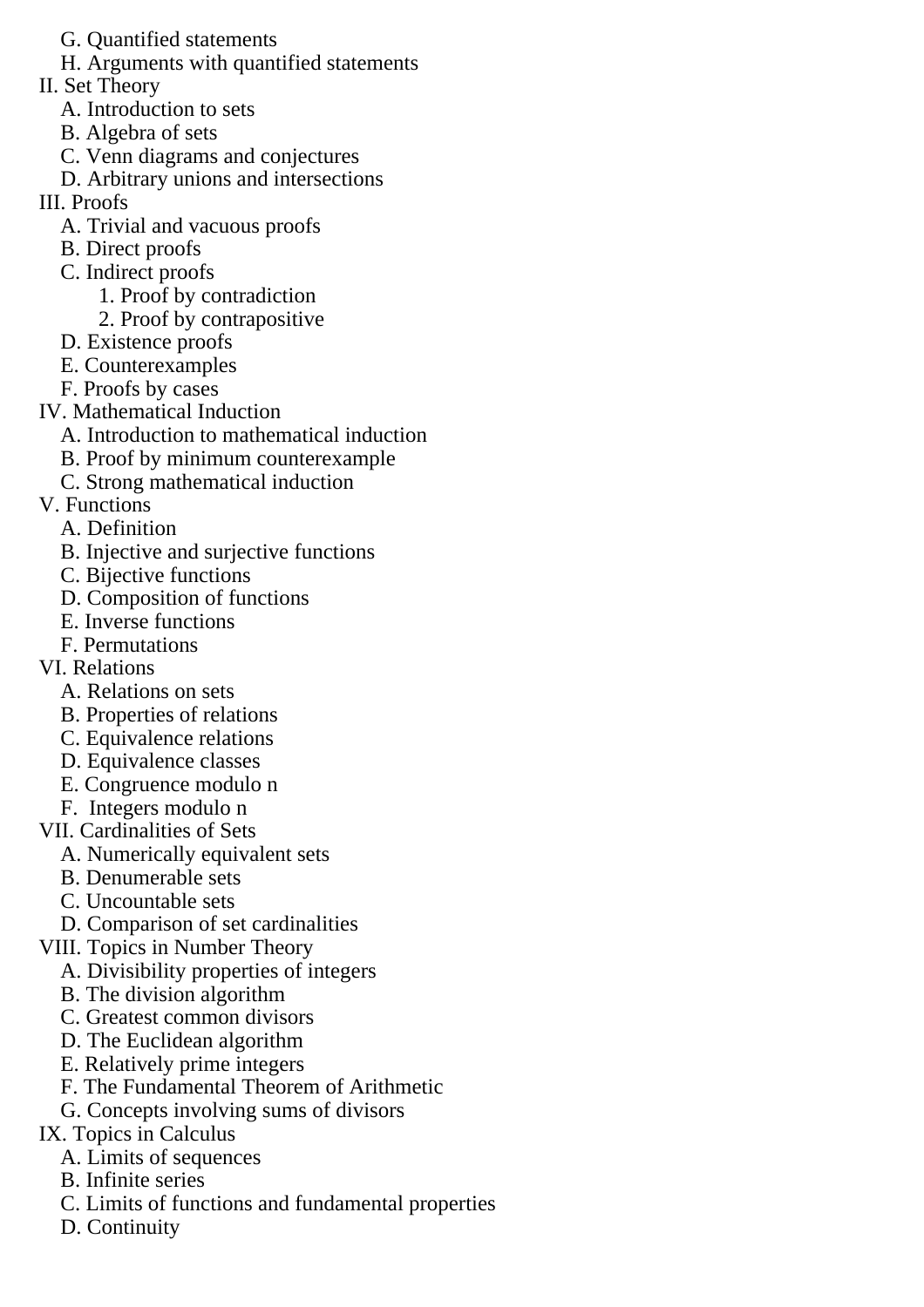G. Quantified statements
   H. Arguments with quantified statements

II. Set Theory
   A. Introduction to sets
   B. Algebra of sets
   C. Venn diagrams and conjectures
   D. Arbitrary unions and intersections

III. Proofs
   A. Trivial and vacuous proofs
   B. Direct proofs
   C. Indirect proofs
      1. Proof by contradiction
      2. Proof by contrapositive
   D. Existence proofs
   E. Counterexamples
   F. Proofs by cases

IV. Mathematical Induction
   A. Introduction to mathematical induction
   B. Proof by minimum counterexample
   C. Strong mathematical induction

V. Functions
   A. Definition
   B. Injective and surjective functions
   C. Bijective functions
   D. Composition of functions
   E. Inverse functions
   F. Permutations

VI. Relations
   A. Relations on sets
   B. Properties of relations
   C. Equivalence relations
   D. Equivalence classes
   E. Congruence modulo n
   F. Integers modulo n

VII. Cardinalities of Sets
   A. Numerically equivalent sets
   B. Denumerable sets
   C. Uncountable sets
   D. Comparison of set cardinalities

VIII. Topics in Number Theory
   A. Divisibility properties of integers
   B. The division algorithm
   C. Greatest common divisors
   D. The Euclidean algorithm
   E. Relatively prime integers
   F. The Fundamental Theorem of Arithmetic
   G. Concepts involving sums of divisors

IX. Topics in Calculus
   A. Limits of sequences
   B. Infinite series
   C. Limits of functions and fundamental properties
   D. Continuity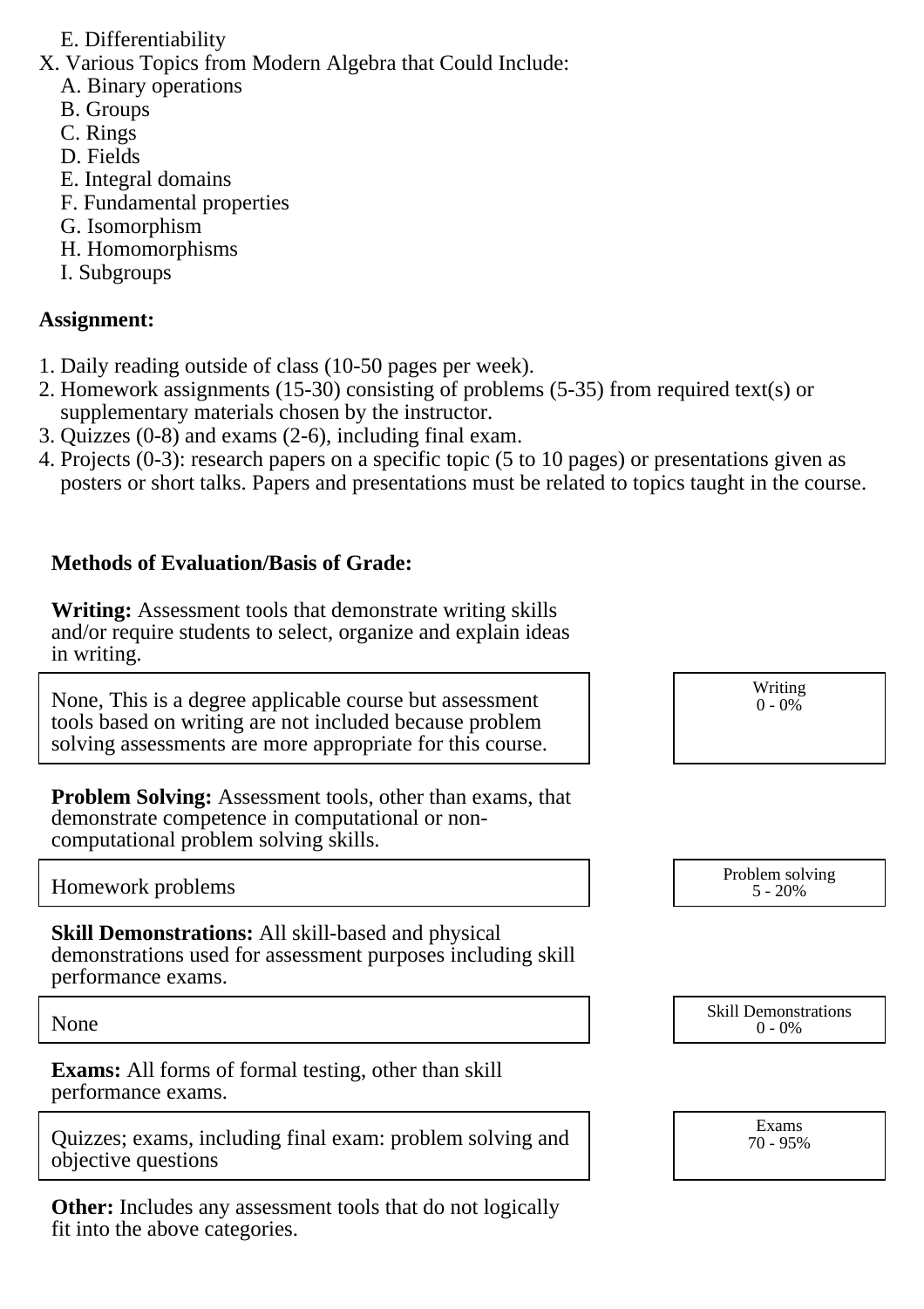E. Differentiability

X. Various Topics from Modern Algebra that Could Include:
   A. Binary operations
   B. Groups
   C. Rings
   D. Fields
   E. Integral domains
   F. Fundamental properties
   G. Isomorphism
   H. Homomorphisms
   I. Subgroups

**Assignment:**

1. Daily reading outside of class (10-50 pages per week).
2. Homework assignments (15-30) consisting of problems (5-35) from required text(s) or supplementary materials chosen by the instructor.
3. Quizzes (0-8) and exams (2-6), including final exam.
4. Projects (0-3): research papers on a specific topic (5 to 10 pages) or presentations given as posters or short talks. Papers and presentations must be related to topics taught in the course.

**Methods of Evaluation/Basis of Grade:**

**Writing:** Assessment tools that demonstrate writing skills and/or require students to select, organize and explain ideas in writing.

| | |
|---|---|
| None, This is a degree applicable course but assessment tools based on writing are not included because problem solving assessments are more appropriate for this course. | Writing<br>0 - 0% |

**Problem Solving:** Assessment tools, other than exams, that demonstrate competence in computational or non-computational problem solving skills.

| | |
|---|---|
| Homework problems | Problem solving<br>5 - 20% |

**Skill Demonstrations:** All skill-based and physical demonstrations used for assessment purposes including skill performance exams.

| | |
|---|---|
| None | Skill Demonstrations<br>0 - 0% |

**Exams:** All forms of formal testing, other than skill performance exams.

| | |
|---|---|
| Quizzes; exams, including final exam: problem solving and objective questions | Exams<br>70 - 95% |

**Other:** Includes any assessment tools that do not logically fit into the above categories.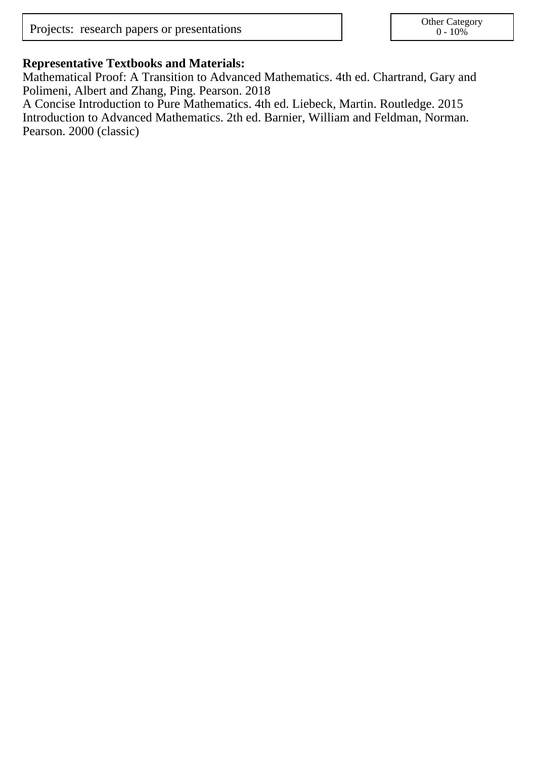| | |
|---|---|
| Projects: research papers or presentations | Other Category 0 - 10% |

**Representative Textbooks and Materials:**
Mathematical Proof: A Transition to Advanced Mathematics. 4th ed. Chartrand, Gary and Polimeni, Albert and Zhang, Ping. Pearson. 2018
A Concise Introduction to Pure Mathematics. 4th ed. Liebeck, Martin. Routledge. 2015
Introduction to Advanced Mathematics. 2th ed. Barnier, William and Feldman, Norman. Pearson. 2000 (classic)